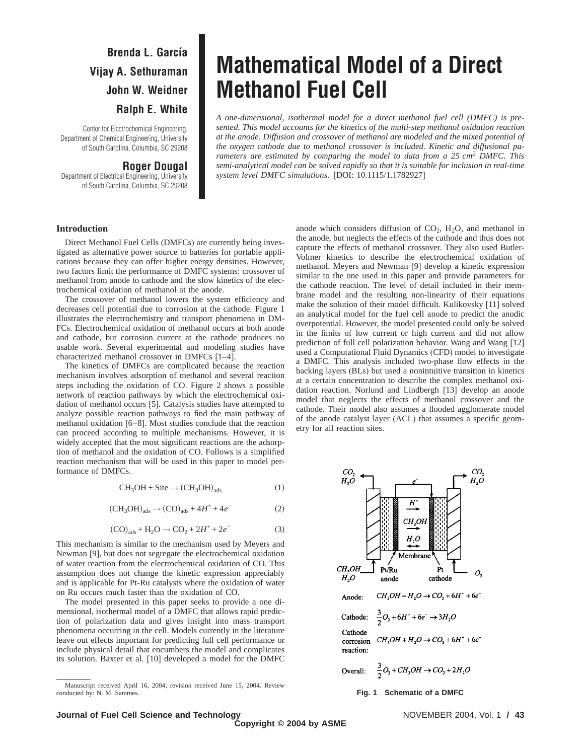Brenda L. García
Vijay A. Sethuraman
John W. Weidner
Ralph E. White

Center for Electrochemical Engineering, Department of Chemical Engineering, University of South Carolina, Columbia, SC 29208

Roger Dougal

Department of Electrical Engineering, University of South Carolina, Columbia, SC 29208

# Mathematical Model of a Direct Methanol Fuel Cell

*A one-dimensional, isothermal model for a direct methanol fuel cell (DMFC) is presented. This model accounts for the kinetics of the multi-step methanol oxidation reaction at the anode. Diffusion and crossover of methanol are modeled and the mixed potential of the oxygen cathode due to methanol crossover is included. Kinetic and diffusional parameters are estimated by comparing the model to data from a 25 cm² DMFC. This semi-analytical model can be solved rapidly so that it is suitable for inclusion in real-time system level DMFC simulations.* [DOI: 10.1115/1.1782927]

## Introduction

Direct Methanol Fuel Cells (DMFCs) are currently being investigated as alternative power source to batteries for portable applications because they can offer higher energy densities. However, two factors limit the performance of DMFC systems: crossover of methanol from anode to cathode and the slow kinetics of the electrochemical oxidation of methanol at the anode.

The crossover of methanol lowers the system efficiency and decreases cell potential due to corrosion at the cathode. Figure 1 illustrates the electrochemistry and transport phenomena in DMFCs. Electrochemical oxidation of methanol occurs at both anode and cathode, but corrosion current at the cathode produces no usable work. Several experimental and modeling studies have characterized methanol crossover in DMFCs [1–4].

The kinetics of DMFCs are complicated because the reaction mechanism involves adsorption of methanol and several reaction steps including the oxidation of CO. Figure 2 shows a possible network of reaction pathways by which the electrochemical oxidation of methanol occurs [5]. Catalysis studies have attempted to analyze possible reaction pathways to find the main pathway of methanol oxidation [6–8]. Most studies conclude that the reaction can proceed according to multiple mechanisms. However, it is widely accepted that the most significant reactions are the adsorption of methanol and the oxidation of CO. Follows is a simplified reaction mechanism that will be used in this paper to model performance of DMFCs.

$$CH_3OH + \text{Site} \rightarrow (CH_3OH)_{ads} \tag{1}$$

$$(CH_3OH)_{ads} \rightarrow (CO)_{ads} + 4H^+ + 4e^- \tag{2}$$

$$(CO)_{ads} + H_2O \rightarrow CO_2 + 2H^+ + 2e^- \tag{3}$$

This mechanism is similar to the mechanism used by Meyers and Newman [9], but does not segregate the electrochemical oxidation of water reaction from the electrochemical oxidation of CO. This assumption does not change the kinetic expression appreciably and is applicable for Pt-Ru catalysts where the oxidation of water on Ru occurs much faster than the oxidation of CO.

The model presented in this paper seeks to provide a one dimensional, isothermal model of a DMFC that allows rapid prediction of polarization data and gives insight into mass transport phenomena occurring in the cell. Models currently in the literature leave out effects important for predicting full cell performance or include physical detail that encumbers the model and complicates its solution. Baxter et al. [10] developed a model for the DMFC anode which considers diffusion of $CO_2$, $H_2O$, and methanol in the anode, but neglects the effects of the cathode and thus does not capture the effects of methanol crossover. They also used Butler-Volmer kinetics to describe the electrochemical oxidation of methanol. Meyers and Newman [9] develop a kinetic expression similar to the one used in this paper and provide parameters for the cathode reaction. The level of detail included in their membrane model and the resulting non-linearity of their equations make the solution of their model difficult. Kulikovsky [11] solved an analytical model for the fuel cell anode to predict the anodic overpotential. However, the model presented could only be solved in the limits of low current or high current and did not allow prediction of full cell polarization behavior. Wang and Wang [12] used a Computational Fluid Dynamics (CFD) model to investigate a DMFC. This analysis included two-phase flow effects in the backing layers (BLs) but used a nonintuitive transition in kinetics at a certain concentration to describe the complex methanol oxidation reaction. Norlund and Lindbergh [13] develop an anode model that neglects the effects of methanol crossover and the cathode. Their model also assumes a flooded agglomerate model of the anode catalyst layer (ACL) that assumes a specific geometry for all reaction sites.

Anode: $CH_3OH + H_2O \rightarrow CO_2 + 6H^+ + 6e^-$

Cathode: $\frac{3}{2}O_2 + 6H^+ + 6e^- \rightarrow 3H_2O$

Cathode corrosion reaction: $CH_3OH + H_2O \rightarrow CO_2 + 6H^+ + 6e^-$

Overall: $\frac{3}{2}O_2 + CH_3OH \rightarrow CO_2 + 2H_2O$

**Fig. 1 Schematic of a DMFC**

Manuscript received April 16, 2004; revision received June 15, 2004. Review conducted by: N. M. Sammes.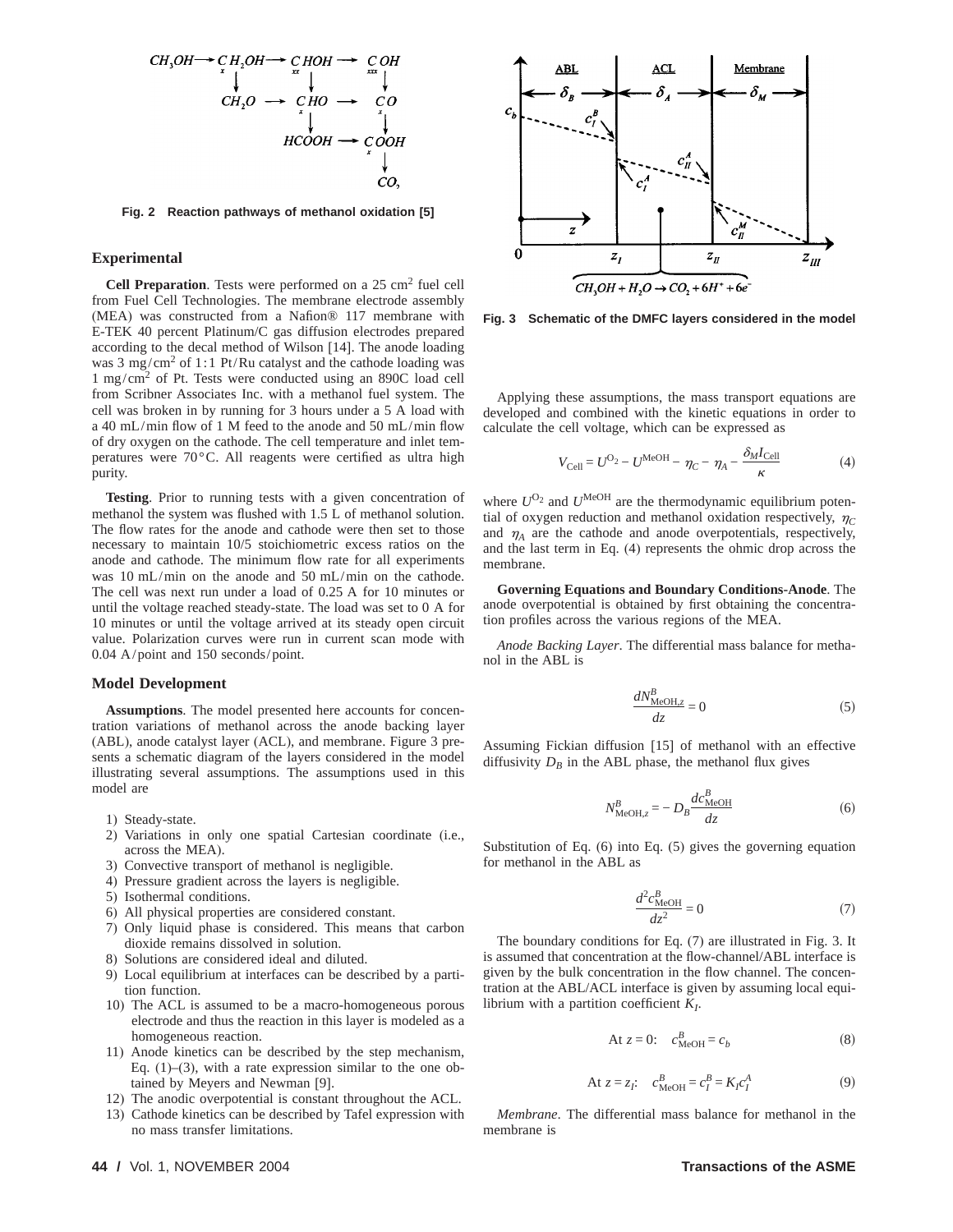Fig. 2 Reaction pathways of methanol oxidation [5]

## Experimental

**Cell Preparation**. Tests were performed on a 25 $cm^2$ fuel cell from Fuel Cell Technologies. The membrane electrode assembly (MEA) was constructed from a Nafion® 117 membrane with E-TEK 40 percent Platinum/C gas diffusion electrodes prepared according to the decal method of Wilson [14]. The anode loading was 3 $mg/cm^2$ of 1:1 Pt/Ru catalyst and the cathode loading was 1 $mg/cm^2$ of Pt. Tests were conducted using an 890C load cell from Scribner Associates Inc. with a methanol fuel system. The cell was broken in by running for 3 hours under a 5 A load with a 40 mL/min flow of 1 M feed to the anode and 50 mL/min flow of dry oxygen on the cathode. The cell temperature and inlet temperatures were 70°C. All reagents were certified as ultra high purity.

**Testing**. Prior to running tests with a given concentration of methanol the system was flushed with 1.5 L of methanol solution. The flow rates for the anode and cathode were then set to those necessary to maintain 10/5 stoichiometric excess ratios on the anode and cathode. The minimum flow rate for all experiments was 10 mL/min on the anode and 50 mL/min on the cathode. The cell was next run under a load of 0.25 A for 10 minutes or until the voltage reached steady-state. The load was set to 0 A for 10 minutes or until the voltage arrived at its steady open circuit value. Polarization curves were run in current scan mode with 0.04 A/point and 150 seconds/point.

## Model Development

**Assumptions**. The model presented here accounts for concentration variations of methanol across the anode backing layer (ABL), anode catalyst layer (ACL), and membrane. Figure 3 presents a schematic diagram of the layers considered in the model illustrating several assumptions. The assumptions used in this model are

1) Steady-state.
2) Variations in only one spatial Cartesian coordinate (i.e., across the MEA).
3) Convective transport of methanol is negligible.
4) Pressure gradient across the layers is negligible.
5) Isothermal conditions.
6) All physical properties are considered constant.
7) Only liquid phase is considered. This means that carbon dioxide remains dissolved in solution.
8) Solutions are considered ideal and diluted.
9) Local equilibrium at interfaces can be described by a partition function.
10) The ACL is assumed to be a macro-homogeneous porous electrode and thus the reaction in this layer is modeled as a homogeneous reaction.
11) Anode kinetics can be described by the step mechanism, Eq. (1)–(3), with a rate expression similar to the one obtained by Meyers and Newman [9].
12) The anodic overpotential is constant throughout the ACL.
13) Cathode kinetics can be described by Tafel expression with no mass transfer limitations.

Fig. 3 Schematic of the DMFC layers considered in the model

Applying these assumptions, the mass transport equations are developed and combined with the kinetic equations in order to calculate the cell voltage, which can be expressed as

$$V_{\text{Cell}} = U^{O_2} - U^{\text{MeOH}} - \eta_C - \eta_A - \frac{\delta_M I_{\text{Cell}}}{\kappa} \tag{4}$$

where $U^{O_2}$ and $U^{\text{MeOH}}$ are the thermodynamic equilibrium potential of oxygen reduction and methanol oxidation respectively, $\eta_C$ and $\eta_A$ are the cathode and anode overpotentials, respectively, and the last term in Eq. (4) represents the ohmic drop across the membrane.

**Governing Equations and Boundary Conditions-Anode**. The anode overpotential is obtained by first obtaining the concentration profiles across the various regions of the MEA.

*Anode Backing Layer*. The differential mass balance for methanol in the ABL is

$$\frac{dN^B_{\text{MeOH},z}}{dz} = 0 \tag{5}$$

Assuming Fickian diffusion [15] of methanol with an effective diffusivity $D_B$ in the ABL phase, the methanol flux gives

$$N^B_{\text{MeOH},z} = -D_B \frac{dc^B_{\text{MeOH}}}{dz} \tag{6}$$

Substitution of Eq. (6) into Eq. (5) gives the governing equation for methanol in the ABL as

$$\frac{d^2 c^B_{\text{MeOH}}}{dz^2} = 0 \tag{7}$$

The boundary conditions for Eq. (7) are illustrated in Fig. 3. It is assumed that concentration at the flow-channel/ABL interface is given by the bulk concentration in the flow channel. The concentration at the ABL/ACL interface is given by assuming local equilibrium with a partition coefficient $K_I$.

$$\text{At } z = 0: \quad c^B_{\text{MeOH}} = c_b \tag{8}$$

$$\text{At } z = z_I: \quad c^B_{\text{MeOH}} = c^B_I = K_I c^A_I \tag{9}$$

*Membrane*. The differential mass balance for methanol in the membrane is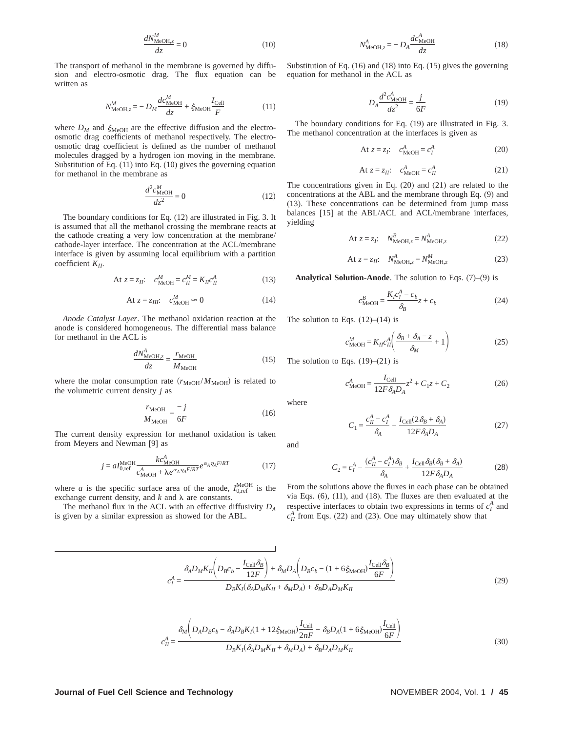$$\frac{dN^M_{\text{MeOH},z}}{dz} = 0 \tag{10}$$

The transport of methanol in the membrane is governed by diffusion and electro-osmotic drag. The flux equation can be written as

$$N^M_{\text{MeOH},z} = -D_M \frac{dc^M_{\text{MeOH}}}{dz} + \xi_{\text{MeOH}} \frac{I_{\text{Cell}}}{F} \tag{11}$$

where $D_M$ and $\xi_{\text{MeOH}}$ are the effective diffusion and the electro-osmotic drag coefficients of methanol respectively. The electro-osmotic drag coefficient is defined as the number of methanol molecules dragged by a hydrogen ion moving in the membrane. Substitution of Eq. (11) into Eq. (10) gives the governing equation for methanol in the membrane as

$$\frac{d^2 c^M_{\text{MeOH}}}{dz^2} = 0 \tag{12}$$

The boundary conditions for Eq. (12) are illustrated in Fig. 3. It is assumed that all the methanol crossing the membrane reacts at the cathode creating a very low concentration at the membrane/cathode-layer interface. The concentration at the ACL/membrane interface is given by assuming local equilibrium with a partition coefficient $K_{II}$.

$$\text{At } z = z_{II}: \quad c^M_{\text{MeOH}} = c^M_{II} = K_{II} c^A_{II} \tag{13}$$

$$\text{At } z = z_{III}: \quad c^M_{\text{MeOH}} \approx 0 \tag{14}$$

*Anode Catalyst Layer*. The methanol oxidation reaction at the anode is considered homogeneous. The differential mass balance for methanol in the ACL is

$$\frac{dN^A_{\text{MeOH},z}}{dz} = \frac{r_{\text{MeOH}}}{M_{\text{MeOH}}} \tag{15}$$

where the molar consumption rate $(r_{\text{MeOH}}/M_{\text{MeOH}})$ is related to the volumetric current density $j$ as

$$\frac{r_{\text{MeOH}}}{M_{\text{MeOH}}} = \frac{-j}{6F} \tag{16}$$

The current density expression for methanol oxidation is taken from Meyers and Newman [9] as

$$j = aI^{\text{MeOH}}_{0,\text{ref}} \frac{kc^A_{\text{MeOH}}}{c^A_{\text{MeOH}} + \lambda e^{\alpha_A \eta_A F/RT}} e^{\alpha_A \eta_A F/RT} \tag{17}$$

where $a$ is the specific surface area of the anode, $I^{\text{MeOH}}_{0,\text{ref}}$ is the exchange current density, and $k$ and $\lambda$ are constants.

The methanol flux in the ACL with an effective diffusivity $D_A$ is given by a similar expression as showed for the ABL.

$$N^A_{\text{MeOH},z} = -D_A \frac{dc^A_{\text{MeOH}}}{dz} \tag{18}$$

Substitution of Eq. (16) and (18) into Eq. (15) gives the governing equation for methanol in the ACL as

$$D_A \frac{d^2 c^A_{\text{MeOH}}}{dz^2} = \frac{j}{6F} \tag{19}$$

The boundary conditions for Eq. (19) are illustrated in Fig. 3. The methanol concentration at the interfaces is given as

$$\text{At } z = z_I: \quad c^A_{\text{MeOH}} = c^A_I \tag{20}$$

$$\text{At } z = z_{II}: \quad c^A_{\text{MeOH}} = c^A_{II} \tag{21}$$

The concentrations given in Eq. (20) and (21) are related to the concentrations at the ABL and the membrane through Eq. (9) and (13). These concentrations can be determined from jump mass balances [15] at the ABL/ACL and ACL/membrane interfaces, yielding

$$\text{At } z = z_I: \quad N^B_{\text{MeOH},z} = N^A_{\text{MeOH},z} \tag{22}$$

$$\text{At } z = z_{II}: \quad N^A_{\text{MeOH},z} = N^M_{\text{MeOH},z} \tag{23}$$

**Analytical Solution-Anode**. The solution to Eqs. (7)–(9) is

$$c^B_{\text{MeOH}} = \frac{K_I c^A_I - c_b}{\delta_B} z + c_b \tag{24}$$

The solution to Eqs. (12)–(14) is

$$c^M_{\text{MeOH}} = K_{II} c^A_{II} \left( \frac{\delta_B + \delta_A - z}{\delta_M} + 1 \right) \tag{25}$$

The solution to Eqs. (19)–(21) is

$$c^A_{\text{MeOH}} = \frac{I_{\text{Cell}}}{12F\delta_A D_A} z^2 + C_1 z + C_2 \tag{26}$$

where

$$C_1 = \frac{c^A_{II} - c^A_I}{\delta_A} - \frac{I_{\text{Cell}}(2\delta_B + \delta_A)}{12F\delta_A D_A} \tag{27}$$

and

$$C_2 = c^A_I - \frac{(c^A_{II} - c^A_I)\delta_B}{\delta_A} + \frac{I_{\text{Cell}}\delta_B(\delta_B + \delta_A)}{12F\delta_A D_A} \tag{28}$$

From the solutions above the fluxes in each phase can be obtained via Eqs. (6), (11), and (18). The fluxes are then evaluated at the respective interfaces to obtain two expressions in terms of $c^A_I$ and $c^A_{II}$ from Eqs. (22) and (23). One may ultimately show that

$$c^A_I = \frac{\delta_A D_M K_{II}\left( D_B c_b - \frac{I_{\text{Cell}}\delta_B}{12F} \right) + \delta_M D_A \left( D_B c_b - (1 + 6\xi_{\text{MeOH}}) \frac{I_{\text{Cell}}\delta_B}{6F} \right)}{D_B K_I(\delta_A D_M K_{II} + \delta_M D_A) + \delta_B D_A D_M K_{II}} \tag{29}$$

$$c^A_{II} = \frac{\delta_M \left( D_A D_B c_b - \delta_A D_B K_I (1 + 12\xi_{\text{MeOH}}) \frac{I_{\text{Cell}}}{2nF} - \delta_B D_A (1 + 6\xi_{\text{MeOH}}) \frac{I_{\text{Cell}}}{6F} \right)}{D_B K_I(\delta_A D_M K_{II} + \delta_M D_A) + \delta_B D_A D_M K_{II}} \tag{30}$$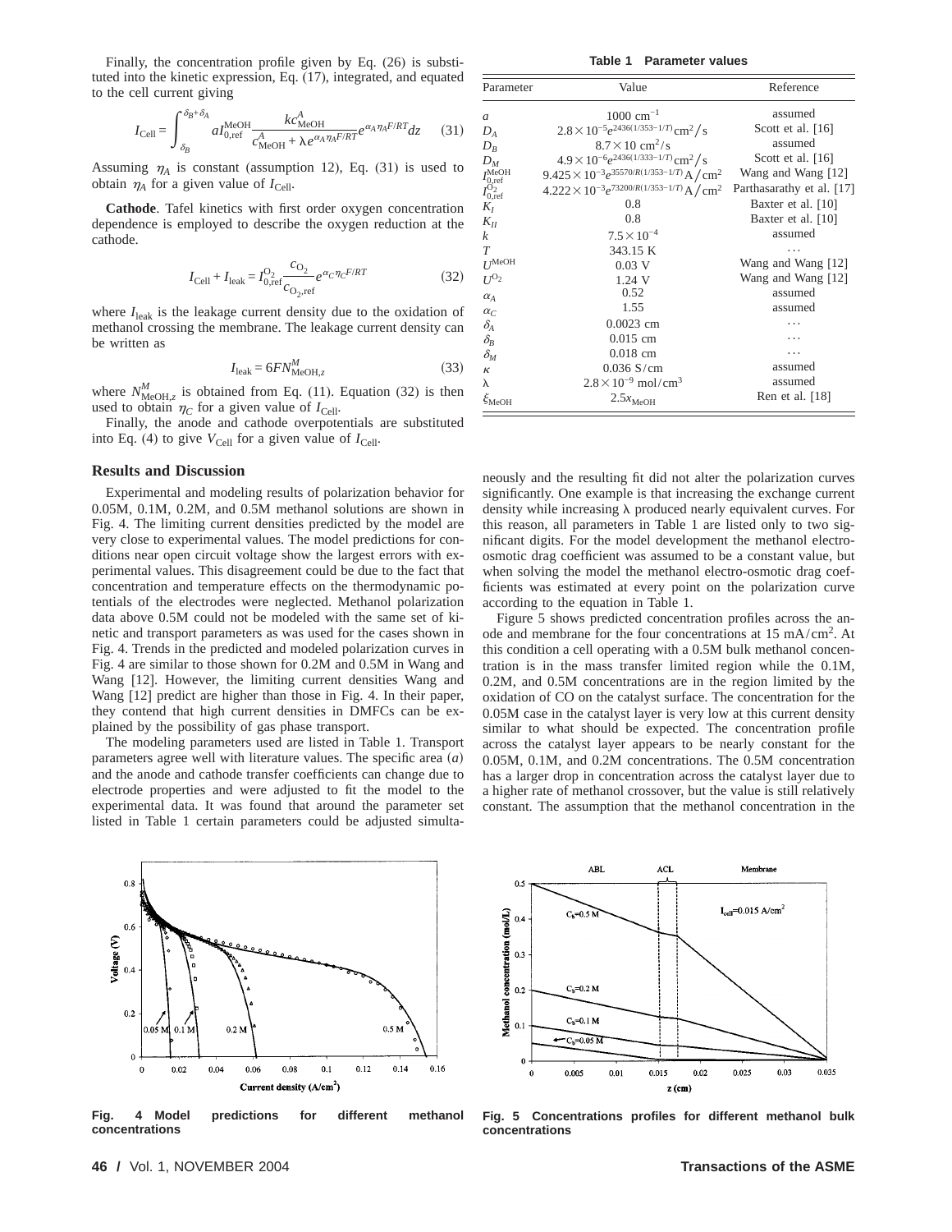Finally, the concentration profile given by Eq. (26) is substituted into the kinetic expression, Eq. (17), integrated, and equated to the cell current giving

$$I_{\text{Cell}} = \int_{\delta_B}^{\delta_B+\delta_A} a I_{0,\text{ref}}^{\text{MeOH}} \frac{k c_{\text{MeOH}}^A}{c_{\text{MeOH}}^A + \lambda e^{\alpha_A \eta_A F/RT}} e^{\alpha_A \eta_A F/RT} dz \qquad (31)$$

Assuming $\eta_A$ is constant (assumption 12), Eq. (31) is used to obtain $\eta_A$ for a given value of $I_{\text{Cell}}$.

**Cathode**. Tafel kinetics with first order oxygen concentration dependence is employed to describe the oxygen reduction at the cathode.

$$I_{\text{Cell}} + I_{\text{leak}} = I_{0,\text{ref}}^{O_2} \frac{c_{O_2}}{c_{O_2,\text{ref}}} e^{\alpha_C \eta_C F/RT} \qquad (32)$$

where $I_{\text{leak}}$ is the leakage current density due to the oxidation of methanol crossing the membrane. The leakage current density can be written as

$$I_{\text{leak}} = 6FN_{\text{MeOH},z}^M \qquad (33)$$

where $N_{\text{MeOH},z}^M$ is obtained from Eq. (11). Equation (32) is then used to obtain $\eta_C$ for a given value of $I_{\text{Cell}}$.

Finally, the anode and cathode overpotentials are substituted into Eq. (4) to give $V_{\text{Cell}}$ for a given value of $I_{\text{Cell}}$.

## Results and Discussion

Experimental and modeling results of polarization behavior for 0.05M, 0.1M, 0.2M, and 0.5M methanol solutions are shown in Fig. 4. The limiting current densities predicted by the model are very close to experimental values. The model predictions for conditions near open circuit voltage show the largest errors with experimental values. This disagreement could be due to the fact that concentration and temperature effects on the thermodynamic potentials of the electrodes were neglected. Methanol polarization data above 0.5M could not be modeled with the same set of kinetic and transport parameters as was used for the cases shown in Fig. 4. Trends in the predicted and modeled polarization curves in Fig. 4 are similar to those shown for 0.2M and 0.5M in Wang and Wang [12]. However, the limiting current densities Wang and Wang [12] predict are higher than those in Fig. 4. In their paper, they contend that high current densities in DMFCs can be explained by the possibility of gas phase transport.

The modeling parameters used are listed in Table 1. Transport parameters agree well with literature values. The specific area $(a)$ and the anode and cathode transfer coefficients can change due to electrode properties and were adjusted to fit the model to the experimental data. It was found that around the parameter set listed in Table 1 certain parameters could be adjusted simultaneously and the resulting fit did not alter the polarization curves significantly. One example is that increasing the exchange current density while increasing λ produced nearly equivalent curves. For this reason, all parameters in Table 1 are listed only to two significant digits. For the model development the methanol electro-osmotic drag coefficient was assumed to be a constant value, but when solving the model the methanol electro-osmotic drag coefficients was estimated at every point on the polarization curve according to the equation in Table 1.

Figure 5 shows predicted concentration profiles across the anode and membrane for the four concentrations at 15 mA/cm$^2$. At this condition a cell operating with a 0.5M bulk methanol concentration is in the mass transfer limited region while the 0.1M, 0.2M, and 0.5M concentrations are in the region limited by the oxidation of CO on the catalyst surface. The concentration for the 0.05M case in the catalyst layer is very low at this current density similar to what should be expected. The concentration profile across the catalyst layer appears to be nearly constant for the 0.05M, 0.1M, and 0.2M concentrations. The 0.5M concentration has a larger drop in concentration across the catalyst layer due to a higher rate of methanol crossover, but the value is still relatively constant. The assumption that the methanol concentration in the

**Table 1 Parameter values**

| Parameter | Value | Reference |
|---|---|---|
| $a$ | 1000 cm$^{-1}$ | assumed |
| $D_A$ | $2.8\times10^{-5}e^{2436(1/353-1/T)}$ cm$^2$/s | Scott et al. [16] |
| $D_B$ | $8.7\times10$ cm$^2$/s | assumed |
| $D_M$ | $4.9\times10^{-6}e^{2436(1/333-1/T)}$ cm$^2$/s | Scott et al. [16] |
| $I_{0,\text{ref}}^{\text{MeOH}}$ | $9.425\times10^{-3}e^{35570/R(1/353-1/T)}$ A/cm$^2$ | Wang and Wang [12] |
| $I_{0,\text{ref}}^{O_2}$ | $4.222\times10^{-3}e^{73200/R(1/353-1/T)}$ A/cm$^2$ | Parthasarathy et al. [17] |
| $K_I$ | 0.8 | Baxter et al. [10] |
| $K_{II}$ | 0.8 | Baxter et al. [10] |
| $k$ | $7.5\times10^{-4}$ | assumed |
| $T$ | 343.15 K | ... |
| $U^{\text{MeOH}}$ | 0.03 V | Wang and Wang [12] |
| $U^{O_2}$ | 1.24 V | Wang and Wang [12] |
| $\alpha_A$ | 0.52 | assumed |
| $\alpha_C$ | 1.55 | assumed |
| $\delta_A$ | 0.0023 cm | ... |
| $\delta_B$ | 0.015 cm | ... |
| $\delta_M$ | 0.018 cm | ... |
| $\kappa$ | 0.036 S/cm | assumed |
| λ | $2.8\times10^{-9}$ mol/cm$^3$ | assumed |
| $\xi_{\text{MeOH}}$ | $2.5x_{\text{MeOH}}$ | Ren et al. [18] |

**Fig. 4 Model predictions for different methanol concentrations**

**Fig. 5 Concentrations profiles for different methanol bulk concentrations**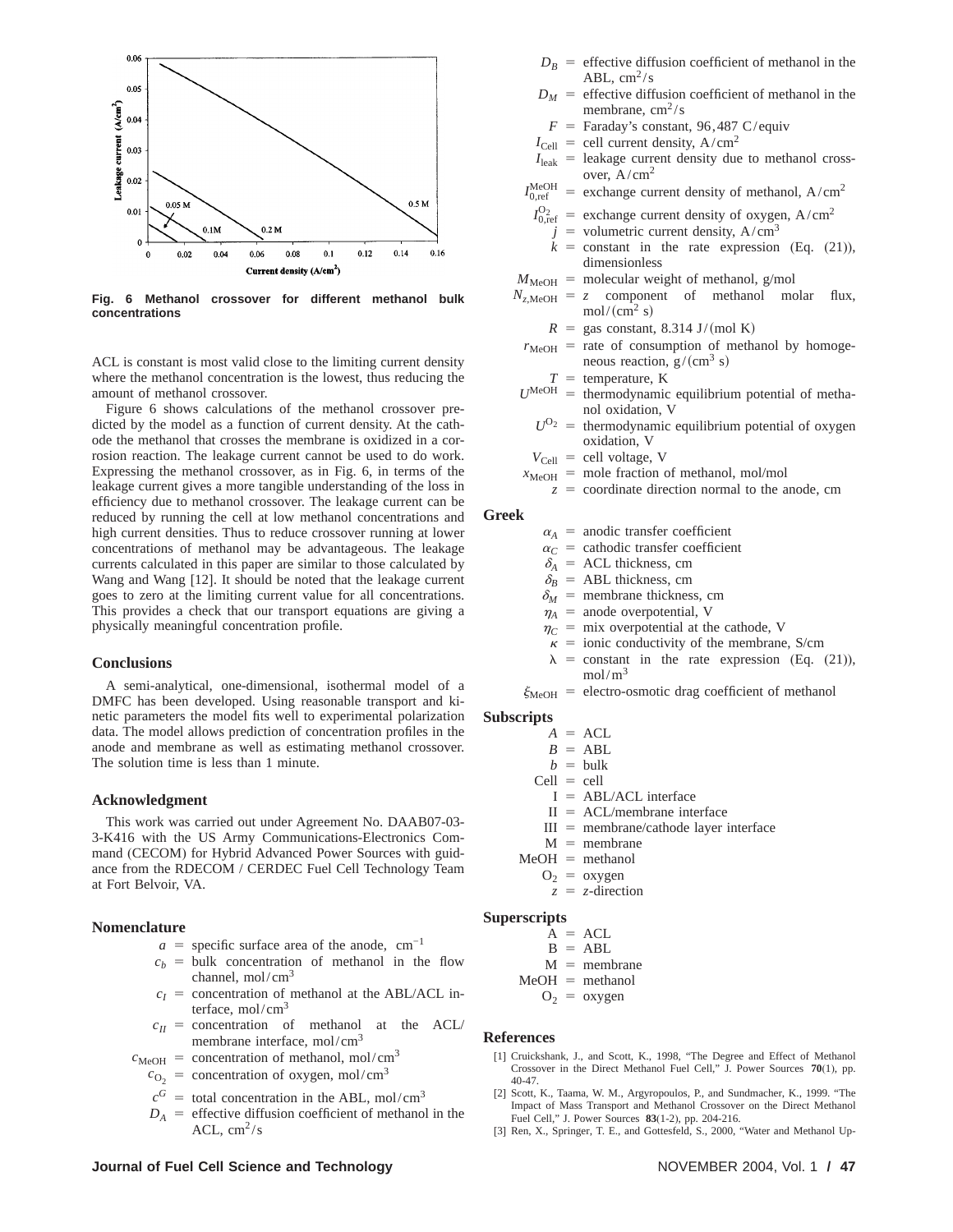Fig. 6 Methanol crossover for different methanol bulk concentrations

ACL is constant is most valid close to the limiting current density where the methanol concentration is the lowest, thus reducing the amount of methanol crossover.

Figure 6 shows calculations of the methanol crossover predicted by the model as a function of current density. At the cathode the methanol that crosses the membrane is oxidized in a corrosion reaction. The leakage current cannot be used to do work. Expressing the methanol crossover, as in Fig. 6, in terms of the leakage current gives a more tangible understanding of the loss in efficiency due to methanol crossover. The leakage current can be reduced by running the cell at low methanol concentrations and high current densities. Thus to reduce crossover running at lower concentrations of methanol may be advantageous. The leakage currents calculated in this paper are similar to those calculated by Wang and Wang [12]. It should be noted that the leakage current goes to zero at the limiting current value for all concentrations. This provides a check that our transport equations are giving a physically meaningful concentration profile.

## Conclusions

A semi-analytical, one-dimensional, isothermal model of a DMFC has been developed. Using reasonable transport and kinetic parameters the model fits well to experimental polarization data. The model allows prediction of concentration profiles in the anode and membrane as well as estimating methanol crossover. The solution time is less than 1 minute.

## Acknowledgment

This work was carried out under Agreement No. DAAB07-03-3-K416 with the US Army Communications-Electronics Command (CECOM) for Hybrid Advanced Power Sources with guidance from the RDECOM / CERDEC Fuel Cell Technology Team at Fort Belvoir, VA.

## Nomenclature

$a$ = specific surface area of the anode, $cm^{-1}$

$c_b$ = bulk concentration of methanol in the flow channel, $mol/cm^3$

$c_I$ = concentration of methanol at the ABL/ACL interface, $mol/cm^3$

$c_{II}$ = concentration of methanol at the ACL/membrane interface, $mol/cm^3$

$c_{MeOH}$ = concentration of methanol, $mol/cm^3$

$c_{O_2}$ = concentration of oxygen, $mol/cm^3$

$c^G$ = total concentration in the ABL, $mol/cm^3$

$D_A$ = effective diffusion coefficient of methanol in the ACL, $cm^2/s$

$D_B$ = effective diffusion coefficient of methanol in the ABL, $cm^2/s$

$D_M$ = effective diffusion coefficient of methanol in the membrane, $cm^2/s$

$F$ = Faraday's constant, 96,487 C/equiv

$I_{Cell}$ = cell current density, $A/cm^2$

$I_{leak}$ = leakage current density due to methanol crossover, $A/cm^2$

$I_{0,ref}^{MeOH}$ = exchange current density of methanol, $A/cm^2$

$I_{0,ref}^{O_2}$ = exchange current density of oxygen, $A/cm^2$

$j$ = volumetric current density, $A/cm^3$

$k$ = constant in the rate expression (Eq. (21)), dimensionless

$M_{MeOH}$ = molecular weight of methanol, g/mol

$N_{z,MeOH}$ = $z$ component of methanol molar flux, $mol/(cm^2\ s)$

$R$ = gas constant, 8.314 J/(mol K)

$r_{MeOH}$ = rate of consumption of methanol by homogeneous reaction, $g/(cm^3\ s)$

$T$ = temperature, K

$U^{MeOH}$ = thermodynamic equilibrium potential of methanol oxidation, V

$U^{O_2}$ = thermodynamic equilibrium potential of oxygen oxidation, V

$V_{Cell}$ = cell voltage, V

$x_{MeOH}$ = mole fraction of methanol, mol/mol

$z$ = coordinate direction normal to the anode, cm

### Greek

$\alpha_A$ = anodic transfer coefficient

$\alpha_C$ = cathodic transfer coefficient

$\delta_A$ = ACL thickness, cm

$\delta_B$ = ABL thickness, cm

$\delta_M$ = membrane thickness, cm

$\eta_A$ = anode overpotential, V

$\eta_C$ = mix overpotential at the cathode, V

$\kappa$ = ionic conductivity of the membrane, S/cm

$\lambda$ = constant in the rate expression (Eq. (21)), $mol/m^3$

$\xi_{MeOH}$ = electro-osmotic drag coefficient of methanol

### Subscripts

$A$ = ACL

$B$ = ABL

$b$ = bulk

Cell = cell

I = ABL/ACL interface

II = ACL/membrane interface

III = membrane/cathode layer interface

M = membrane

MeOH = methanol

$O_2$ = oxygen

$z$ = $z$-direction

### Superscripts

A = ACL

B = ABL

M = membrane

MeOH = methanol

$O_2$ = oxygen

## References

[1] Cruickshank, J., and Scott, K., 1998, "The Degree and Effect of Methanol Crossover in the Direct Methanol Fuel Cell," J. Power Sources **70**(1), pp. 40-47.

[2] Scott, K., Taama, W. M., Argyropoulos, P., and Sundmacher, K., 1999. "The Impact of Mass Transport and Methanol Crossover on the Direct Methanol Fuel Cell," J. Power Sources **83**(1-2), pp. 204-216.

[3] Ren, X., Springer, T. E., and Gottesfeld, S., 2000, "Water and Methanol Up-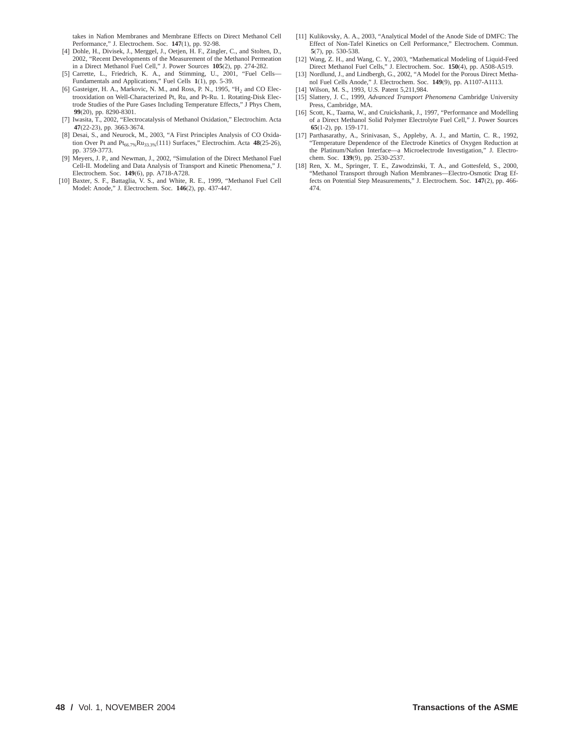takes in Nafion Membranes and Membrane Effects on Direct Methanol Cell Performance," J. Electrochem. Soc. **147**(1), pp. 92-98.

[4] Dohle, H., Divisek, J., Merggel, J., Oetjen, H. F., Zingler, C., and Stolten, D., 2002, "Recent Developments of the Measurement of the Methanol Permeation in a Direct Methanol Fuel Cell," J. Power Sources **105**(2), pp. 274-282.

[5] Carrette, L., Friedrich, K. A., and Stimming, U., 2001, "Fuel Cells—Fundamentals and Applications," Fuel Cells **1**(1), pp. 5-39.

[6] Gasteiger, H. A., Markovic, N. M., and Ross, P. N., 1995, "$H_2$ and CO Electrooxidation on Well-Characterized Pt, Ru, and Pt-Ru. 1. Rotating-Disk Electrode Studies of the Pure Gases Including Temperature Effects," J Phys Chem, **99**(20), pp. 8290-8301.

[7] Iwasita, T., 2002, "Electrocatalysis of Methanol Oxidation," Electrochim. Acta **47**(22-23), pp. 3663-3674.

[8] Desai, S., and Neurock, M., 2003, "A First Principles Analysis of CO Oxidation Over Pt and $Pt_{66.7\%}Ru_{33.3\%}$(111) Surfaces," Electrochim. Acta **48**(25-26), pp. 3759-3773.

[9] Meyers, J. P., and Newman, J., 2002, "Simulation of the Direct Methanol Fuel Cell-II. Modeling and Data Analysis of Transport and Kinetic Phenomena," J. Electrochem. Soc. **149**(6), pp. A718-A728.

[10] Baxter, S. F., Battaglia, V. S., and White, R. E., 1999, "Methanol Fuel Cell Model: Anode," J. Electrochem. Soc. **146**(2), pp. 437-447.

[11] Kulikovsky, A. A., 2003, "Analytical Model of the Anode Side of DMFC: The Effect of Non-Tafel Kinetics on Cell Performance," Electrochem. Commun. **5**(7), pp. 530-538.

[12] Wang, Z. H., and Wang, C. Y., 2003, "Mathematical Modeling of Liquid-Feed Direct Methanol Fuel Cells," J. Electrochem. Soc. **150**(4), pp. A508-A519.

[13] Nordlund, J., and Lindbergh, G., 2002, "A Model for the Porous Direct Methanol Fuel Cells Anode," J. Electrochem. Soc. **149**(9), pp. A1107-A1113.

[14] Wilson, M. S., 1993, U.S. Patent 5,211,984.

[15] Slattery, J. C., 1999, *Advanced Transport Phenomena* Cambridge University Press, Cambridge, MA.

[16] Scott, K., Taama, W., and Cruickshank, J., 1997, "Performance and Modelling of a Direct Methanol Solid Polymer Electrolyte Fuel Cell," J. Power Sources **65**(1-2), pp. 159-171.

[17] Parthasarathy, A., Srinivasan, S., Appleby, A. J., and Martin, C. R., 1992, "Temperature Dependence of the Electrode Kinetics of Oxygen Reduction at the Platinum/Nafion Interface—a Microelectrode Investigation," J. Electrochem. Soc. **139**(9), pp. 2530-2537.

[18] Ren, X. M., Springer, T. E., Zawodzinski, T. A., and Gottesfeld, S., 2000, "Methanol Transport through Nafion Membranes—Electro-Osmotic Drag Effects on Potential Step Measurements," J. Electrochem. Soc. **147**(2), pp. 466-474.